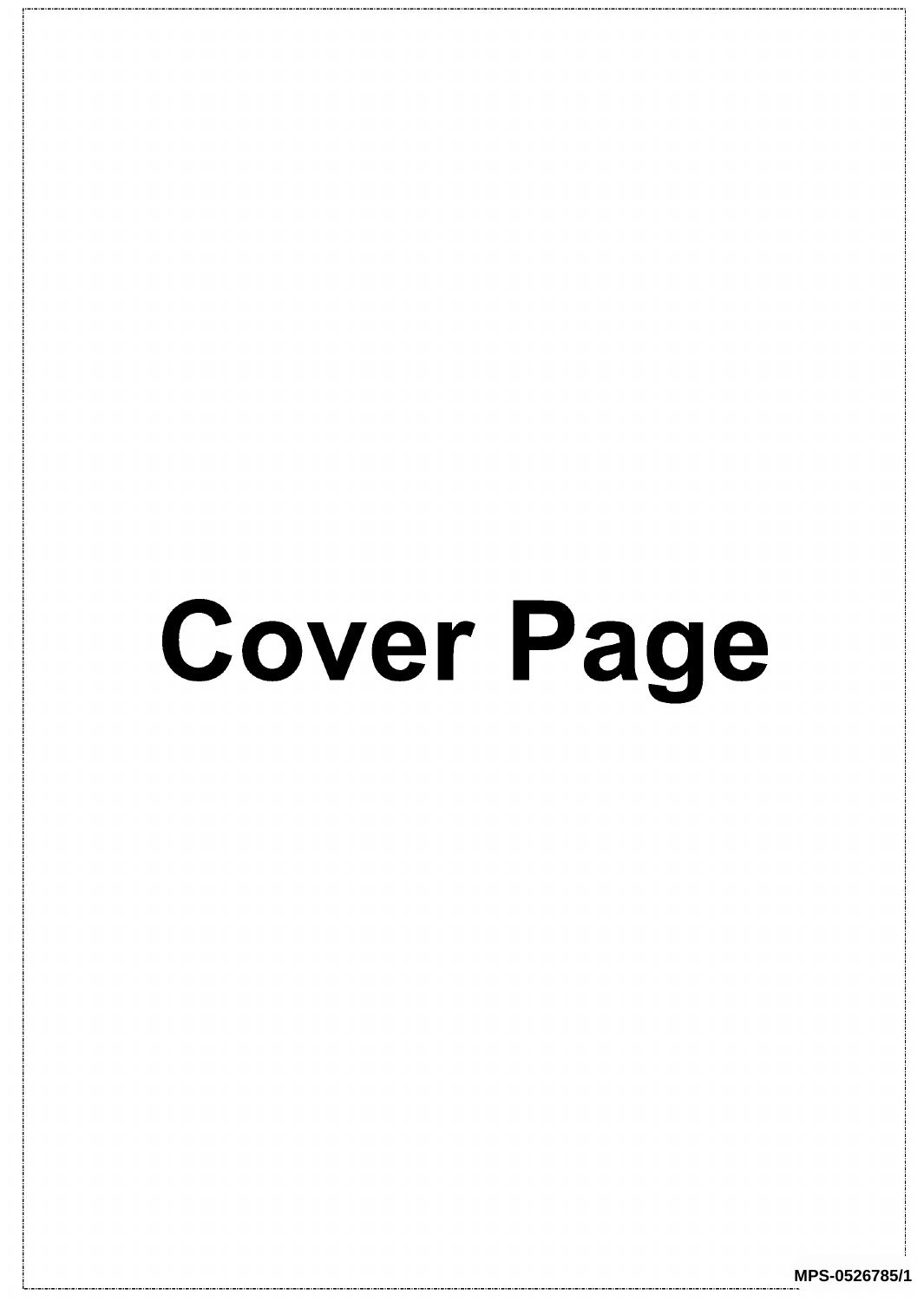# Cover Page

MPS-0526785/1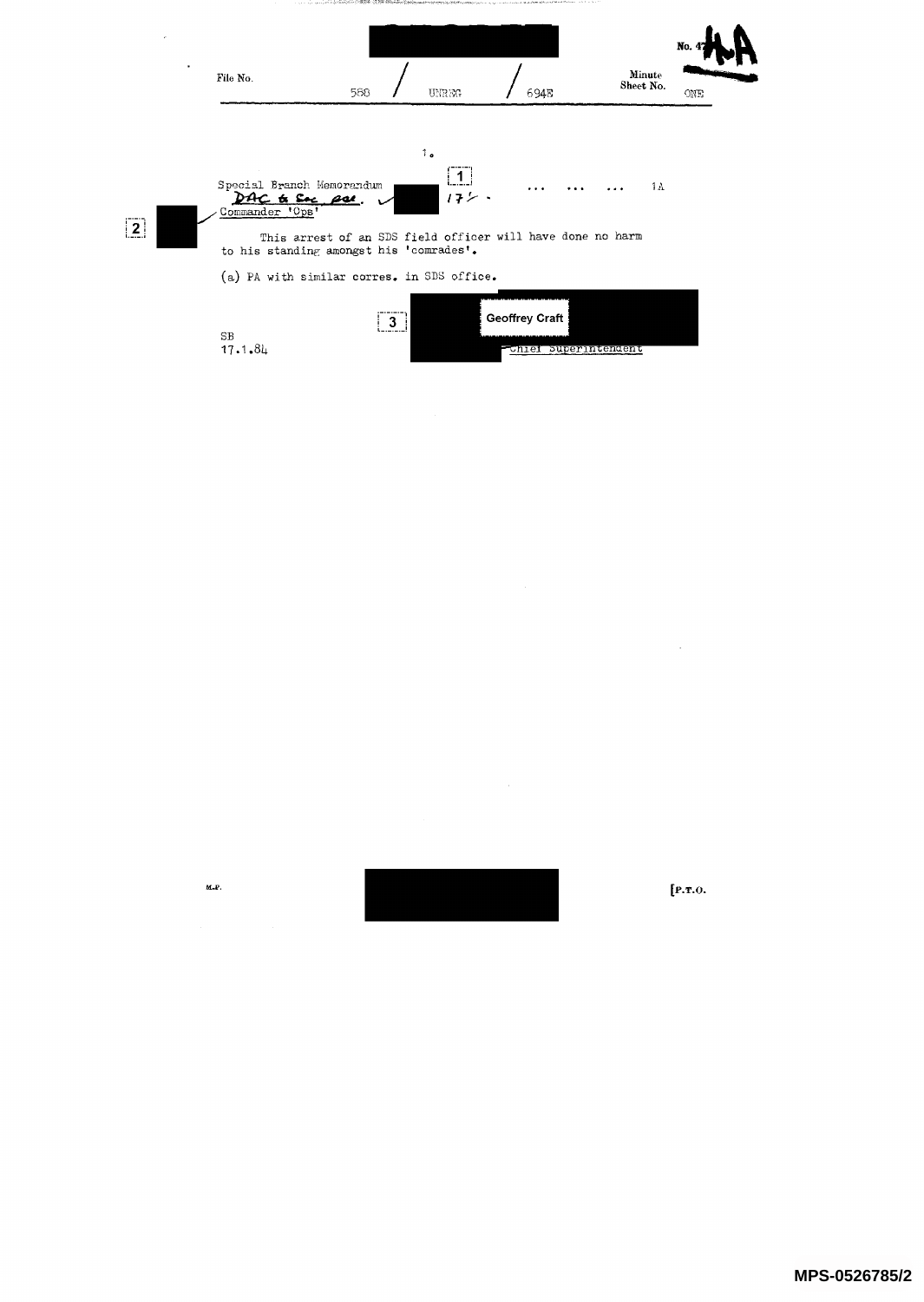No. 4A

File No. 588 / UNREG / 694E

Minute Sheet No. ONE

1.

Special Branch Memorandum ... ... ... 1A

DAC to see pse. ✓ 17/ .

Commander 'Ops'

This arrest of an SDS field officer will have done no harm to his standing amongst his 'comrades'.

(a) PA with similar corres. in SDS office.

Geoffrey Craft

Chief Superintendent

SB
17.1.84

M.P.

[P.T.O.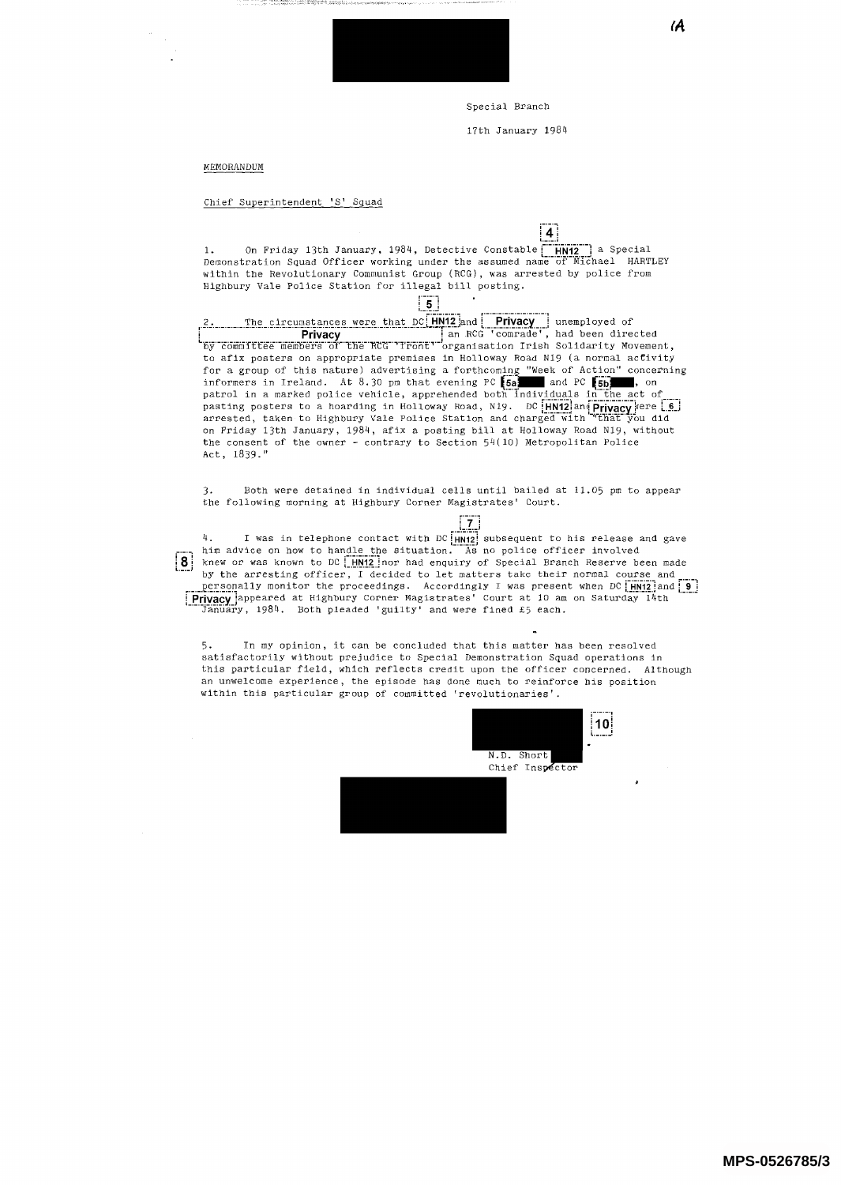1A

Special Branch

17th January 1984

MEMORANDUM

Chief Superintendent 'S' Squad

4

1. On Friday 13th January, 1984, Detective Constable HN12 a Special Demonstration Squad Officer working under the assumed name of Michael HARTLEY within the Revolutionary Communist Group (RCG), was arrested by police from Highbury Vale Police Station for illegal bill posting.

5

2. The circumstances were that DC HN12 and Privacy unemployed of Privacy an RCG 'comrade', had been directed by committee members of the RCG 'front' organisation Irish Solidarity Movement, to afix posters on appropriate premises in Holloway Road N19 (a normal activity for a group of this nature) advertising a forthcoming "Week of Action" concerning informers in Ireland. At 8.30 pm that evening PC 5a and PC 5b, on patrol in a marked police vehicle, apprehended both individuals in the act of pasting posters to a hoarding in Holloway Road, N19. DC HN12 and Privacy were 6 arrested, taken to Highbury Vale Police Station and charged with "that you did on Friday 13th January, 1984, afix a posting bill at Holloway Road N19, without the consent of the owner - contrary to Section 54(10) Metropolitan Police Act, 1839."

3. Both were detained in individual cells until bailed at 11.05 pm to appear the following morning at Highbury Corner Magistrates' Court.

7

4. I was in telephone contact with DC HN12 subsequent to his release and gave him advice on how to handle the situation. As no police officer involved 8 knew or was known to DC HN12 nor had enquiry of Special Branch Reserve been made by the arresting officer, I decided to let matters take their normal course and personally monitor the proceedings. Accordingly I was present when DC HN12 and 9 Privacy appeared at Highbury Corner Magistrates' Court at 10 am on Saturday 14th January, 1984. Both pleaded 'guilty' and were fined £5 each.

5. In my opinion, it can be concluded that this matter has been resolved satisfactorily without prejudice to Special Demonstration Squad operations in this particular field, which reflects credit upon the officer concerned. Although an unwelcome experience, the episode has done much to reinforce his position within this particular group of committed 'revolutionaries'.

10

N.D. Short
Chief Inspector

MPS-0526785/3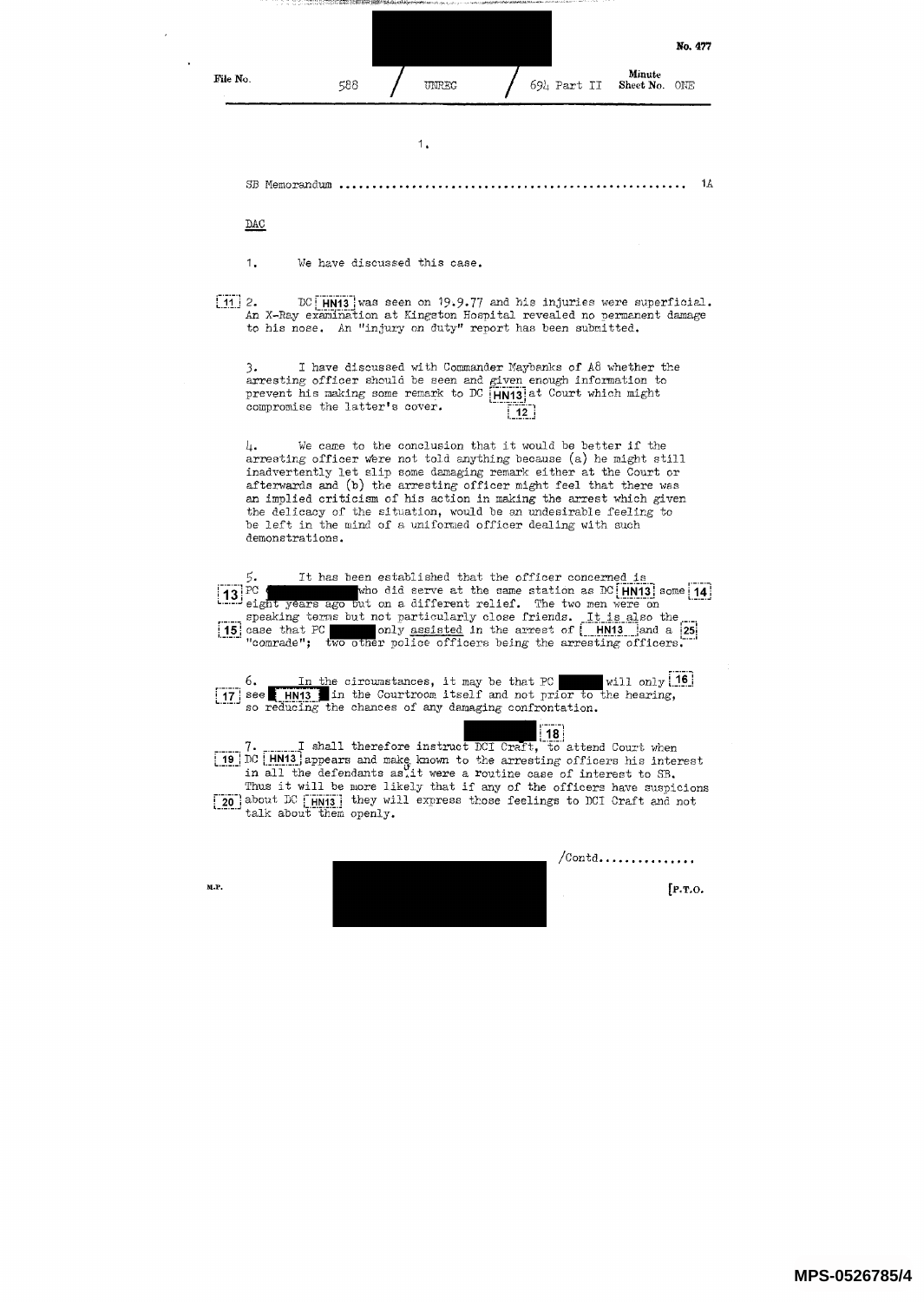No. 477

File No. 588 / UNREC / 694 Part II Minute Sheet No. ONE

1.

SB Memorandum .................................................. 1A

DAC

1. We have discussed this case.

[11] 2. DC [HN13] was seen on 19.9.77 and his injuries were superficial. An X-Ray examination at Kingston Hospital revealed no permanent damage to his nose. An "injury on duty" report has been submitted.

3. I have discussed with Commander Maybanks of A8 whether the arresting officer should be seen and given enough information to prevent his making some remark to DC [HN13] at Court which might compromise the latter's cover. [12]

4. We came to the conclusion that it would be better if the arresting officer were not told anything because (a) he might still inadvertently let slip some damaging remark either at the Court or afterwards and (b) the arresting officer might feel that there was an implied criticism of his action in making the arrest which given the delicacy of the situation, would be an undesirable feeling to be left in the mind of a uniformed officer dealing with such demonstrations.

5. It has been established that the officer concerned is [13] PC [redacted] who did serve at the same station as DC [HN13] some [14] eight years ago but on a different relief. The two men were on speaking terms but not particularly close friends. It is also the [15] case that PC [redacted] only assisted in the arrest of [HN13] and a [25] "comrade"; two other police officers being the arresting officers.

6. In the circumstances, it may be that PC [redacted] will only [16] [17] see [HN13] in the Courtroom itself and not prior to the hearing, so reducing the chances of any damaging confrontation.

[18]

7. I shall therefore instruct DCI Craft, to attend Court when [19] DC [HN13] appears and make known to the arresting officers his interest in all the defendants as it were a routine case of interest to SB. Thus it will be more likely that if any of the officers have suspicions [20] about DC [HN13] they will express those feelings to DCI Craft and not talk about them openly.

/Contd...............

M.P. [P.T.O.

MPS-0526785/4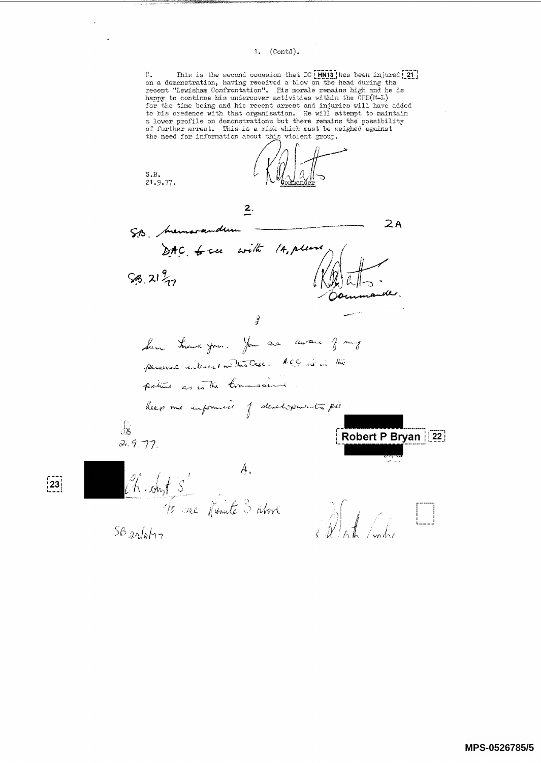1. (Contd).

8. This is the second occasion that DC HN13 has been injured 21 on a demonstration, having received a blow on the head during the recent "Lewisham Confrontation". His morale remains high and he is happy to continue his undercover activities within the CPE(M-L) for the time being and his recent arrest and injuries will have added to his credence with that organisation. He will attempt to maintain a lower profile on demonstrations but there remains the possibility of further arrest. This is a risk which must be weighed against the need for information about this violent group.

S.B.
21.9.77.

Commander

**2.**

S.B. Memorandum —————— 2A

DAC to see with 1A, please.

SB. 21/9/77

Commander.

3.

Seen thank you. You are aware of my personal interest in this Case. ACC is in the picture as is the Commissioner.

Keep me informed of developments pse

SB
21.9.77.

Robert P Bryan 22

23

4.

Ch. Supt 'S'

To see Minute 3 above

SB 22/9/77